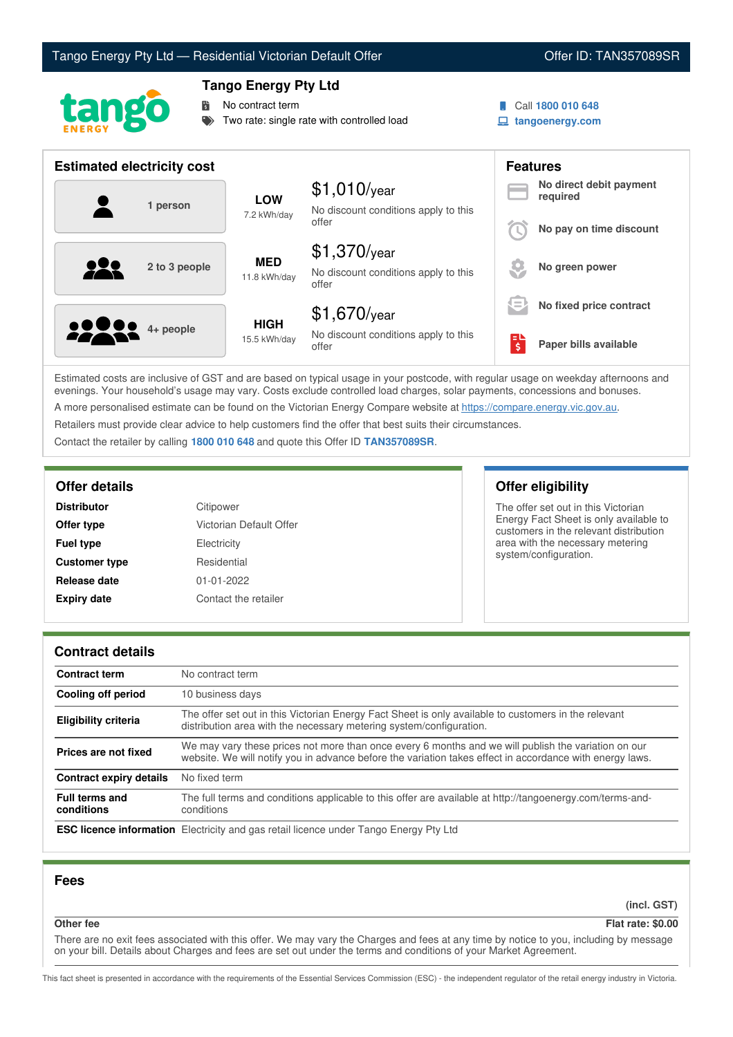# Tango Energy Pty Ltd — Residential Victorian Default Offer

Offer ID: TAN357089SR

## Tango Energy Pty Ltd

- No contract term
- Two rate: single rate with controlled load

Call **1800 010 648**
**tangoenergy.com**

## Estimated electricity cost

| Household | Usage | Cost |
|---|---|---|
| 1 person | **LOW** 7.2 kWh/day | $1,010/year<br>No discount conditions apply to this offer |
| 2 to 3 people | **MED** 11.8 kWh/day | $1,370/year<br>No discount conditions apply to this offer |
| 4+ people | **HIGH** 15.5 kWh/day | $1,670/year<br>No discount conditions apply to this offer |

## Features

- **No direct debit payment required**
- **No pay on time discount**
- **No green power**
- **No fixed price contract**
- **Paper bills available**

Estimated costs are inclusive of GST and are based on typical usage in your postcode, with regular usage on weekday afternoons and evenings. Your household's usage may vary. Costs exclude controlled load charges, solar payments, concessions and bonuses.

A more personalised estimate can be found on the Victorian Energy Compare website at https://compare.energy.vic.gov.au.

Retailers must provide clear advice to help customers find the offer that best suits their circumstances.

Contact the retailer by calling **1800 010 648** and quote this Offer ID **TAN357089SR**.

## Offer details

| | |
|---|---|
| **Distributor** | Citipower |
| **Offer type** | Victorian Default Offer |
| **Fuel type** | Electricity |
| **Customer type** | Residential |
| **Release date** | 01-01-2022 |
| **Expiry date** | Contact the retailer |

## Offer eligibility

The offer set out in this Victorian Energy Fact Sheet is only available to customers in the relevant distribution area with the necessary metering system/configuration.

## Contract details

| | |
|---|---|
| **Contract term** | No contract term |
| **Cooling off period** | 10 business days |
| **Eligibility criteria** | The offer set out in this Victorian Energy Fact Sheet is only available to customers in the relevant distribution area with the necessary metering system/configuration. |
| **Prices are not fixed** | We may vary these prices not more than once every 6 months and we will publish the variation on our website. We will notify you in advance before the variation takes effect in accordance with energy laws. |
| **Contract expiry details** | No fixed term |
| **Full terms and conditions** | The full terms and conditions applicable to this offer are available at http://tangoenergy.com/terms-and-conditions |
| **ESC licence information** | Electricity and gas retail licence under Tango Energy Pty Ltd |

## Fees

| | (incl. GST) |
|---|---|
| **Other fee** | **Flat rate: $0.00** |

There are no exit fees associated with this offer. We may vary the Charges and fees at any time by notice to you, including by message on your bill. Details about Charges and fees are set out under the terms and conditions of your Market Agreement.

This fact sheet is presented in accordance with the requirements of the Essential Services Commission (ESC) - the independent regulator of the retail energy industry in Victoria.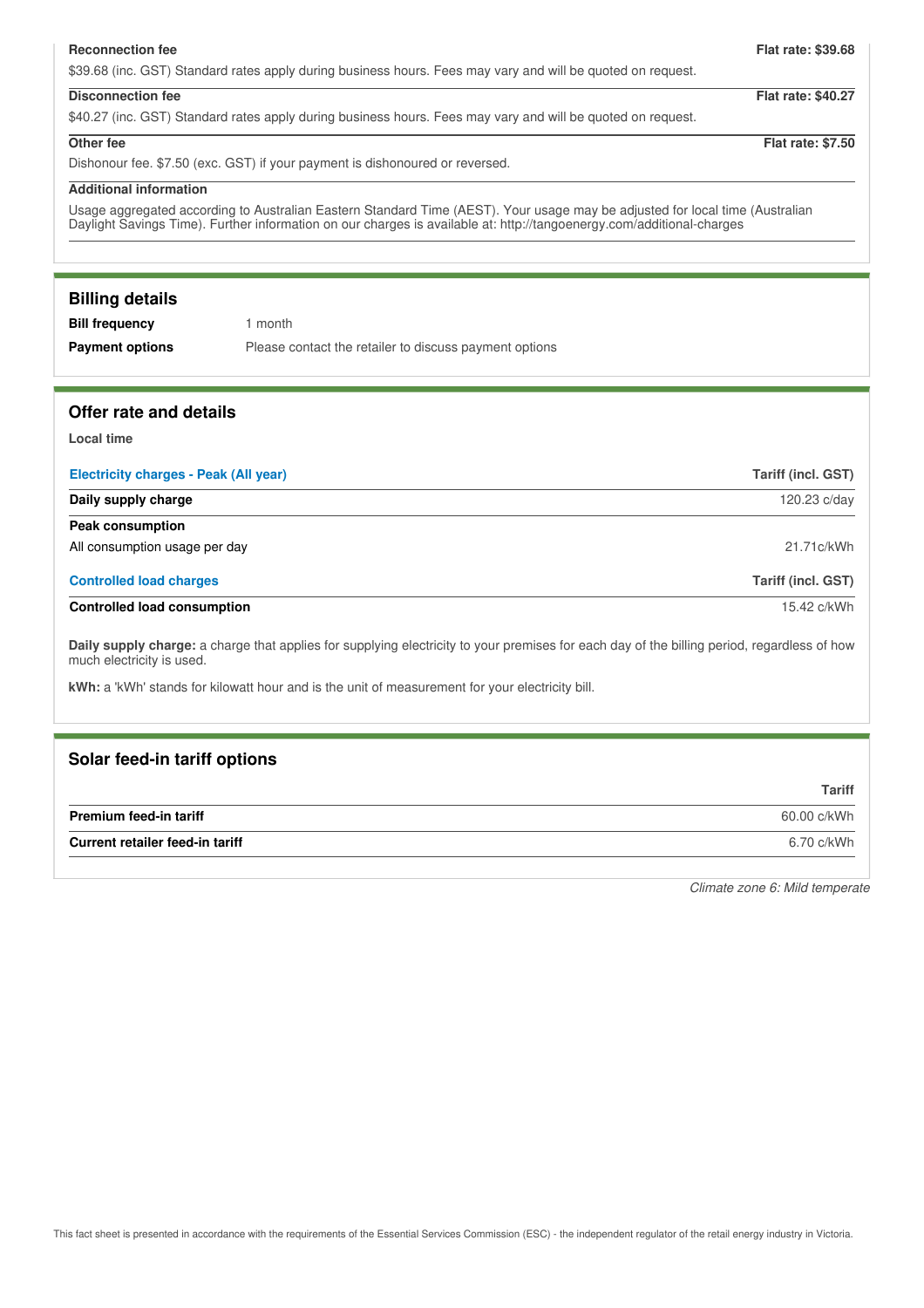| | |
|---|---|
| **Reconnection fee** | **Flat rate: $39.68** |
| $39.68 (inc. GST) Standard rates apply during business hours. Fees may vary and will be quoted on request. | |
| **Disconnection fee** | **Flat rate: $40.27** |
| $40.27 (inc. GST) Standard rates apply during business hours. Fees may vary and will be quoted on request. | |
| **Other fee** | **Flat rate: $7.50** |
| Dishonour fee. $7.50 (exc. GST) if your payment is dishonoured or reversed. | |

**Additional information**

Usage aggregated according to Australian Eastern Standard Time (AEST). Your usage may be adjusted for local time (Australian Daylight Savings Time). Further information on our charges is available at: http://tangoenergy.com/additional-charges

## Billing details

| | |
|---|---|
| **Bill frequency** | 1 month |
| **Payment options** | Please contact the retailer to discuss payment options |

## Offer rate and details

**Local time**

| Electricity charges - Peak (All year) | Tariff (incl. GST) |
|---|---|
| **Daily supply charge** | 120.23 c/day |
| **Peak consumption** | |
| All consumption usage per day | 21.71c/kWh |

| Controlled load charges | Tariff (incl. GST) |
|---|---|
| **Controlled load consumption** | 15.42 c/kWh |

**Daily supply charge:** a charge that applies for supplying electricity to your premises for each day of the billing period, regardless of how much electricity is used.

**kWh:** a 'kWh' stands for kilowatt hour and is the unit of measurement for your electricity bill.

## Solar feed-in tariff options

| | Tariff |
|---|---|
| **Premium feed-in tariff** | 60.00 c/kWh |
| **Current retailer feed-in tariff** | 6.70 c/kWh |

*Climate zone 6: Mild temperate*

This fact sheet is presented in accordance with the requirements of the Essential Services Commission (ESC) - the independent regulator of the retail energy industry in Victoria.